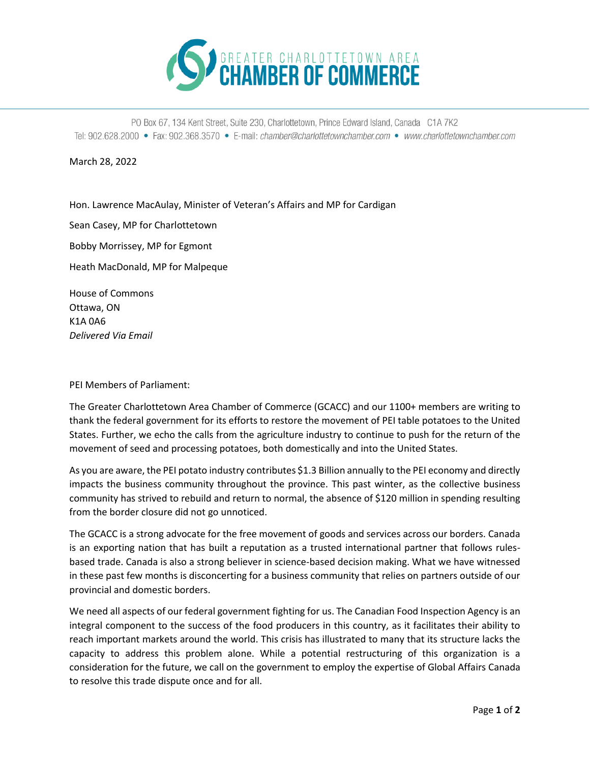# GREATER CHARLOTTETOWN AREA CHAMBER OF COMMERCE

PO Box 67, 134 Kent Street, Suite 230, Charlottetown, Prince Edward Island, Canada C1A 7K2
Tel: 902.628.2000 • Fax: 902.368.3570 • E-mail: *chamber@charlottetownchamber.com* • *www.charlottetownchamber.com*

March 28, 2022

Hon. Lawrence MacAulay, Minister of Veteran's Affairs and MP for Cardigan

Sean Casey, MP for Charlottetown

Bobby Morrissey, MP for Egmont

Heath MacDonald, MP for Malpeque

House of Commons
Ottawa, ON
K1A 0A6
*Delivered Via Email*

PEI Members of Parliament:

The Greater Charlottetown Area Chamber of Commerce (GCACC) and our 1100+ members are writing to thank the federal government for its efforts to restore the movement of PEI table potatoes to the United States. Further, we echo the calls from the agriculture industry to continue to push for the return of the movement of seed and processing potatoes, both domestically and into the United States.

As you are aware, the PEI potato industry contributes $1.3 Billion annually to the PEI economy and directly impacts the business community throughout the province. This past winter, as the collective business community has strived to rebuild and return to normal, the absence of $120 million in spending resulting from the border closure did not go unnoticed.

The GCACC is a strong advocate for the free movement of goods and services across our borders. Canada is an exporting nation that has built a reputation as a trusted international partner that follows rules-based trade. Canada is also a strong believer in science-based decision making. What we have witnessed in these past few months is disconcerting for a business community that relies on partners outside of our provincial and domestic borders.

We need all aspects of our federal government fighting for us. The Canadian Food Inspection Agency is an integral component to the success of the food producers in this country, as it facilitates their ability to reach important markets around the world. This crisis has illustrated to many that its structure lacks the capacity to address this problem alone. While a potential restructuring of this organization is a consideration for the future, we call on the government to employ the expertise of Global Affairs Canada to resolve this trade dispute once and for all.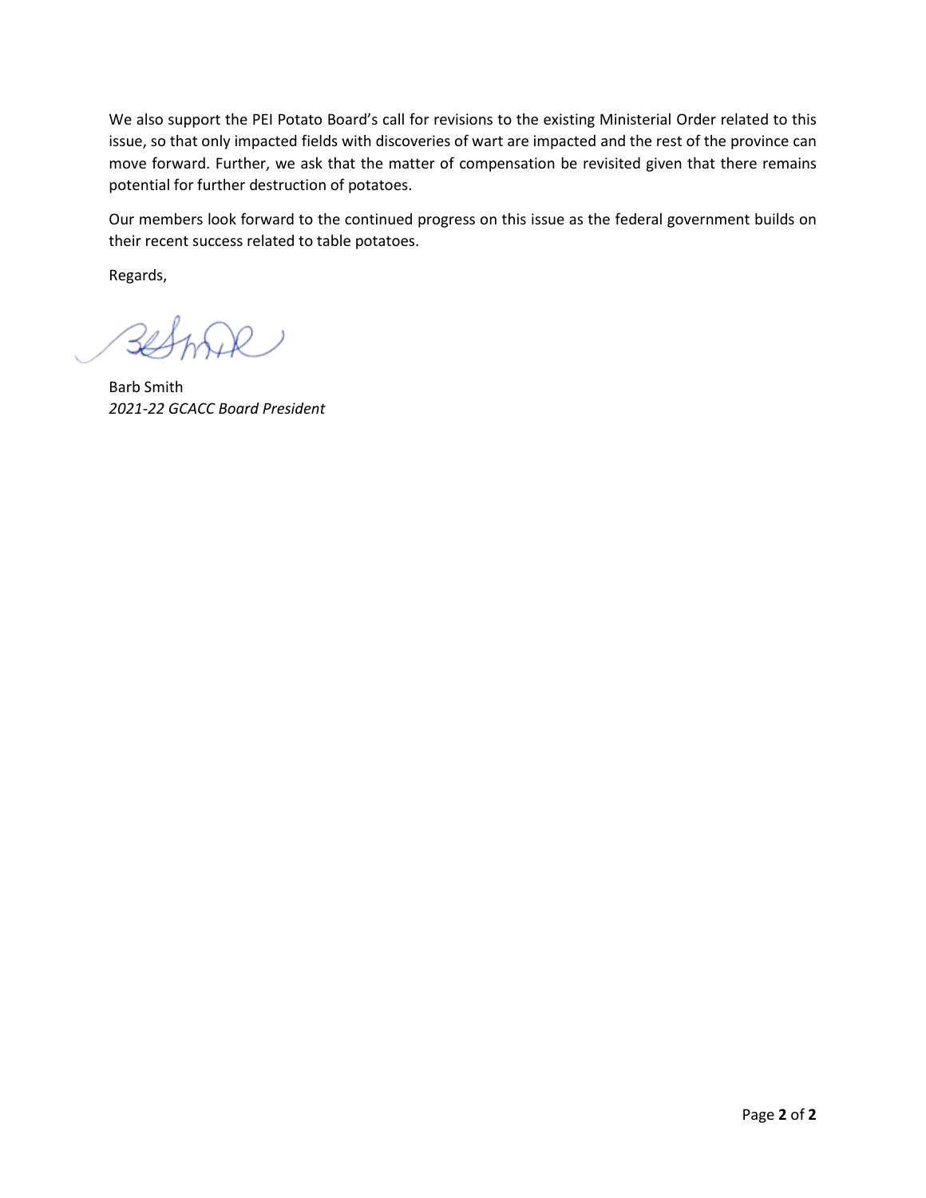We also support the PEI Potato Board's call for revisions to the existing Ministerial Order related to this issue, so that only impacted fields with discoveries of wart are impacted and the rest of the province can move forward. Further, we ask that the matter of compensation be revisited given that there remains potential for further destruction of potatoes.

Our members look forward to the continued progress on this issue as the federal government builds on their recent success related to table potatoes.

Regards,

Barb Smith
*2021-22 GCACC Board President*